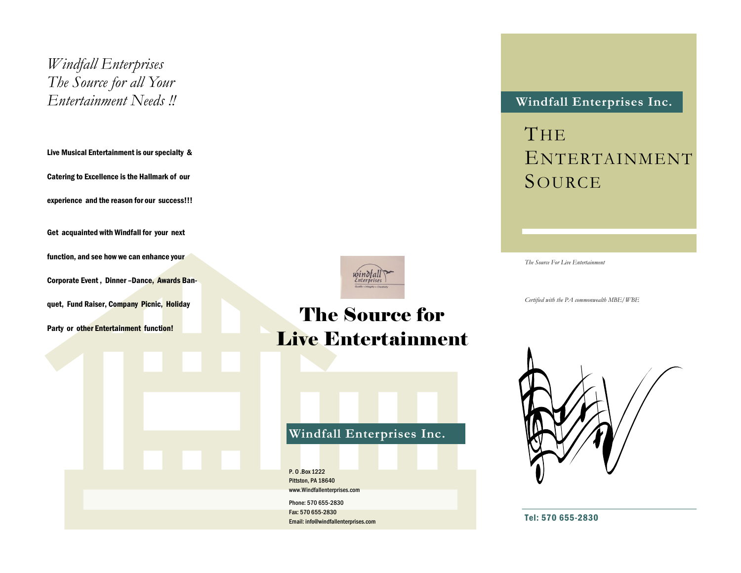*Windfall Enterprises*
*The Source for all Your*
*Entertainment Needs !!*

**Live Musical Entertainment is our specialty &**

**Catering to Excellence is the Hallmark of our**

**experience and the reason for our success!!!**

**Get acquainted with Windfall for your next**

**function, and see how we can enhance your**

**Corporate Event , Dinner –Dance, Awards Ban-**

**quet, Fund Raiser, Company Picnic, Holiday**

**Party or other Entertainment function!**

# The Source for Live Entertainment

## Windfall Enterprises Inc.

P. O .Box 1222
Pittston, PA 18640
www.Windfallenterprises.com

Phone: 570 655-2830
Fax: 570 655-2830
Email: info@windfallenterprises.com

## Windfall Enterprises Inc.

# THE ENTERTAINMENT SOURCE

*The Source For Live Entertainment*

*Certified with the PA commonwealth MBE/WBE*

**Tel: 570 655-2830**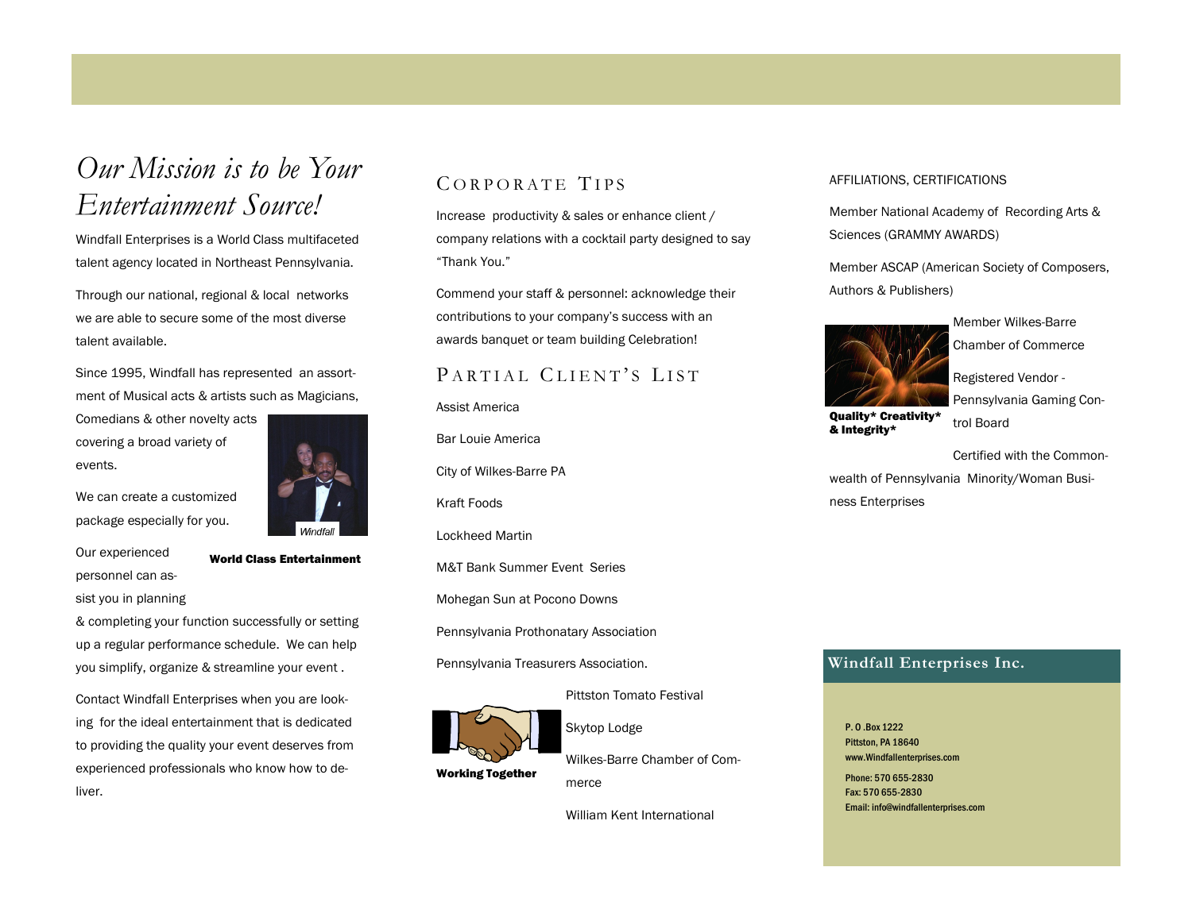# *Our Mission is to be Your Entertainment Source!*

Windfall Enterprises is a World Class multifaceted talent agency located in Northeast Pennsylvania.

Through our national, regional & local networks we are able to secure some of the most diverse talent available.

Since 1995, Windfall has represented an assortment of Musical acts & artists such as Magicians, Comedians & other novelty acts covering a broad variety of events.

We can create a customized package especially for you.

Windfall

**World Class Entertainment**

Our experienced personnel can assist you in planning & completing your function successfully or setting up a regular performance schedule. We can help you simplify, organize & streamline your event .

Contact Windfall Enterprises when you are looking for the ideal entertainment that is dedicated to providing the quality your event deserves from experienced professionals who know how to deliver.

## Corporate Tips

Increase productivity & sales or enhance client / company relations with a cocktail party designed to say "Thank You."

Commend your staff & personnel: acknowledge their contributions to your company's success with an awards banquet or team building Celebration!

## Partial Client's List

Assist America

Bar Louie America

City of Wilkes-Barre PA

Kraft Foods

Lockheed Martin

M&T Bank Summer Event Series

Mohegan Sun at Pocono Downs

Pennsylvania Prothonatary Association

Pennsylvania Treasurers Association.

Pittston Tomato Festival

Skytop Lodge

Wilkes-Barre Chamber of Commerce

William Kent International

**Working Together**

AFFILIATIONS, CERTIFICATIONS

Member National Academy of Recording Arts & Sciences (GRAMMY AWARDS)

Member ASCAP (American Society of Composers, Authors & Publishers)

Member Wilkes-Barre Chamber of Commerce

Registered Vendor - Pennsylvania Gaming Control Board

Certified with the Commonwealth of Pennsylvania Minority/Woman Business Enterprises

**Quality\* Creativity\* & Integrity\***

**Windfall Enterprises Inc.**

P. O .Box 1222
Pittston, PA 18640
www.Windfallenterprises.com

Phone: 570 655-2830
Fax: 570 655-2830
Email: info@windfallenterprises.com